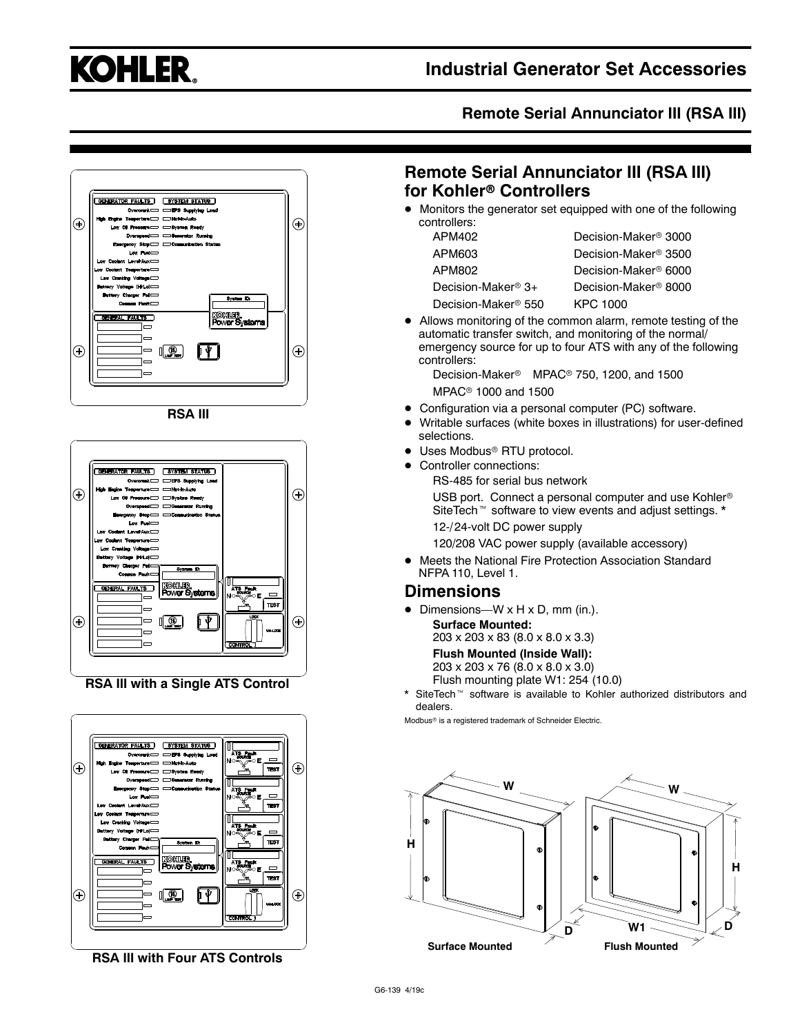# Industrial Generator Set Accessories

## Remote Serial Annunciator III (RSA III)

RSA III

RSA III with a Single ATS Control

RSA III with Four ATS Controls

## Remote Serial Annunciator III (RSA III) for Kohler® Controllers

- Monitors the generator set equipped with one of the following controllers:

| | |
|---|---|
| APM402 | Decision-Maker® 3000 |
| APM603 | Decision-Maker® 3500 |
| APM802 | Decision-Maker® 6000 |
| Decision-Maker® 3+ | Decision-Maker® 8000 |
| Decision-Maker® 550 | KPC 1000 |

- Allows monitoring of the common alarm, remote testing of the automatic transfer switch, and monitoring of the normal/emergency source for up to four ATS with any of the following controllers:

  Decision-Maker® MPAC® 750, 1200, and 1500

  MPAC® 1000 and 1500

- Configuration via a personal computer (PC) software.
- Writable surfaces (white boxes in illustrations) for user-defined selections.
- Uses Modbus® RTU protocol.
- Controller connections:

  RS-485 for serial bus network

  USB port. Connect a personal computer and use Kohler® SiteTech™ software to view events and adjust settings. *

  12-/24-volt DC power supply

  120/208 VAC power supply (available accessory)

- Meets the National Fire Protection Association Standard NFPA 110, Level 1.

## Dimensions

- Dimensions—W x H x D, mm (in.).

  **Surface Mounted:**
  203 x 203 x 83 (8.0 x 8.0 x 3.3)

  **Flush Mounted (Inside Wall):**
  203 x 203 x 76 (8.0 x 8.0 x 3.0)
  Flush mounting plate W1: 254 (10.0)

\* SiteTech™ software is available to Kohler authorized distributors and dealers.

Modbus® is a registered trademark of Schneider Electric.

Surface Mounted

Flush Mounted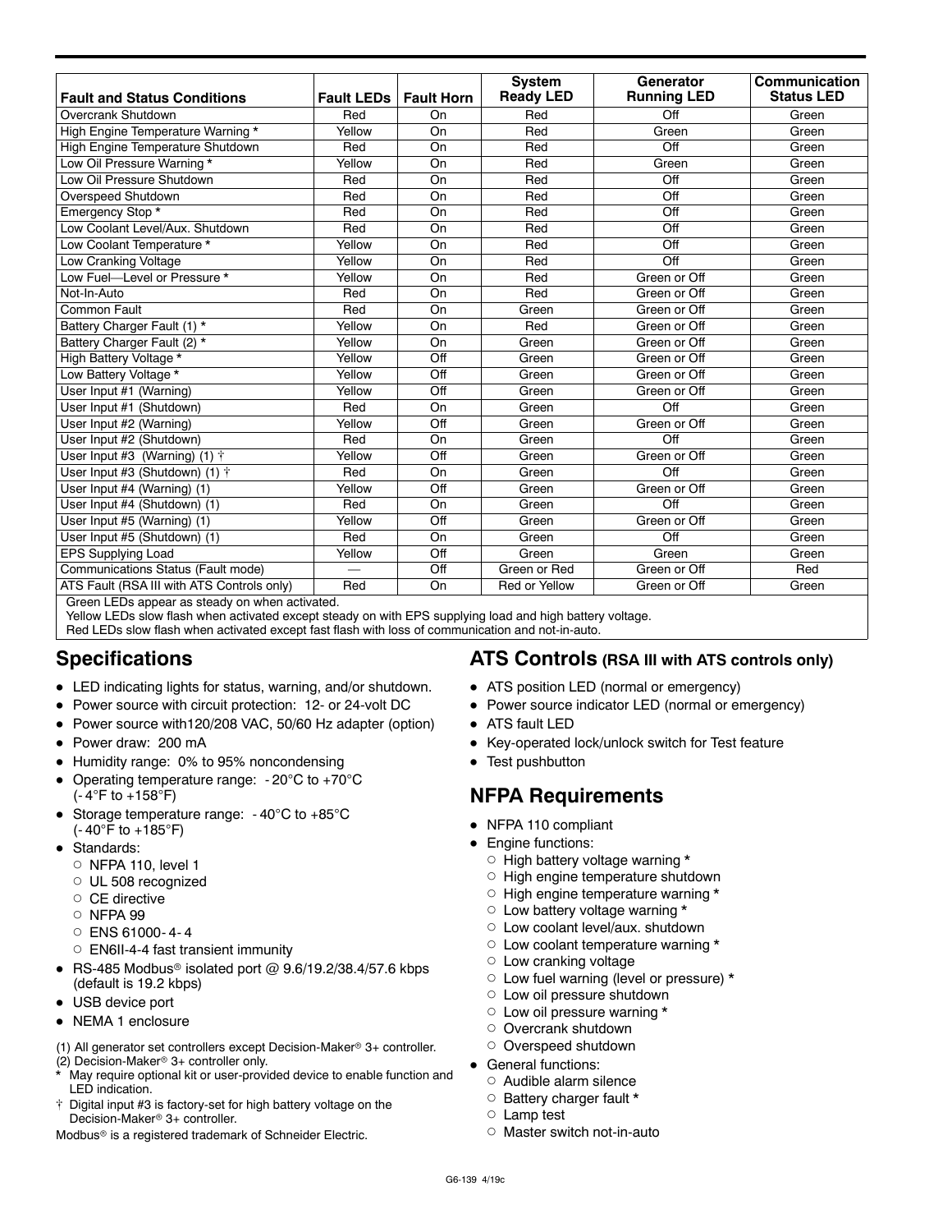| Fault and Status Conditions | Fault LEDs | Fault Horn | System Ready LED | Generator Running LED | Communication Status LED |
|---|---|---|---|---|---|
| Overcrank Shutdown | Red | On | Red | Off | Green |
| High Engine Temperature Warning * | Yellow | On | Red | Green | Green |
| High Engine Temperature Shutdown | Red | On | Red | Off | Green |
| Low Oil Pressure Warning * | Yellow | On | Red | Green | Green |
| Low Oil Pressure Shutdown | Red | On | Red | Off | Green |
| Overspeed Shutdown | Red | On | Red | Off | Green |
| Emergency Stop * | Red | On | Red | Off | Green |
| Low Coolant Level/Aux. Shutdown | Red | On | Red | Off | Green |
| Low Coolant Temperature * | Yellow | On | Red | Off | Green |
| Low Cranking Voltage | Yellow | On | Red | Off | Green |
| Low Fuel—Level or Pressure * | Yellow | On | Red | Green or Off | Green |
| Not-In-Auto | Red | On | Red | Green or Off | Green |
| Common Fault | Red | On | Green | Green or Off | Green |
| Battery Charger Fault (1) * | Yellow | On | Red | Green or Off | Green |
| Battery Charger Fault (2) * | Yellow | On | Green | Green or Off | Green |
| High Battery Voltage * | Yellow | Off | Green | Green or Off | Green |
| Low Battery Voltage * | Yellow | Off | Green | Green or Off | Green |
| User Input #1 (Warning) | Yellow | Off | Green | Green or Off | Green |
| User Input #1 (Shutdown) | Red | On | Green | Off | Green |
| User Input #2 (Warning) | Yellow | Off | Green | Green or Off | Green |
| User Input #2 (Shutdown) | Red | On | Green | Off | Green |
| User Input #3 (Warning) (1) † | Yellow | Off | Green | Green or Off | Green |
| User Input #3 (Shutdown) (1) † | Red | On | Green | Off | Green |
| User Input #4 (Warning) (1) | Yellow | Off | Green | Green or Off | Green |
| User Input #4 (Shutdown) (1) | Red | On | Green | Off | Green |
| User Input #5 (Warning) (1) | Yellow | Off | Green | Green or Off | Green |
| User Input #5 (Shutdown) (1) | Red | On | Green | Off | Green |
| EPS Supplying Load | Yellow | Off | Green | Green | Green |
| Communications Status (Fault mode) | — | Off | Green or Red | Green or Off | Red |
| ATS Fault (RSA III with ATS Controls only) | Red | On | Red or Yellow | Green or Off | Green |

Green LEDs appear as steady on when activated.
Yellow LEDs slow flash when activated except steady on with EPS supplying load and high battery voltage.
Red LEDs slow flash when activated except fast flash with loss of communication and not-in-auto.

## Specifications

- LED indicating lights for status, warning, and/or shutdown.
- Power source with circuit protection: 12- or 24-volt DC
- Power source with120/208 VAC, 50/60 Hz adapter (option)
- Power draw: 200 mA
- Humidity range: 0% to 95% noncondensing
- Operating temperature range: -20°C to +70°C (-4°F to +158°F)
- Storage temperature range: -40°C to +85°C (-40°F to +185°F)
- Standards:
  - NFPA 110, level 1
  - UL 508 recognized
  - CE directive
  - NFPA 99
  - ENS 61000-4-4
  - EN6II-4-4 fast transient immunity
- RS-485 Modbus® isolated port @ 9.6/19.2/38.4/57.6 kbps (default is 19.2 kbps)
- USB device port
- NEMA 1 enclosure

(1) All generator set controllers except Decision-Maker® 3+ controller.
(2) Decision-Maker® 3+ controller only.
* May require optional kit or user-provided device to enable function and LED indication.
† Digital input #3 is factory-set for high battery voltage on the Decision-Maker® 3+ controller.
Modbus® is a registered trademark of Schneider Electric.

## ATS Controls (RSA III with ATS controls only)

- ATS position LED (normal or emergency)
- Power source indicator LED (normal or emergency)
- ATS fault LED
- Key-operated lock/unlock switch for Test feature
- Test pushbutton

## NFPA Requirements

- NFPA 110 compliant
- Engine functions:
  - High battery voltage warning *
  - High engine temperature shutdown
  - High engine temperature warning *
  - Low battery voltage warning *
  - Low coolant level/aux. shutdown
  - Low coolant temperature warning *
  - Low cranking voltage
  - Low fuel warning (level or pressure) *
  - Low oil pressure shutdown
  - Low oil pressure warning *
  - Overcrank shutdown
  - Overspeed shutdown
- General functions:
  - Audible alarm silence
  - Battery charger fault *
  - Lamp test
  - Master switch not-in-auto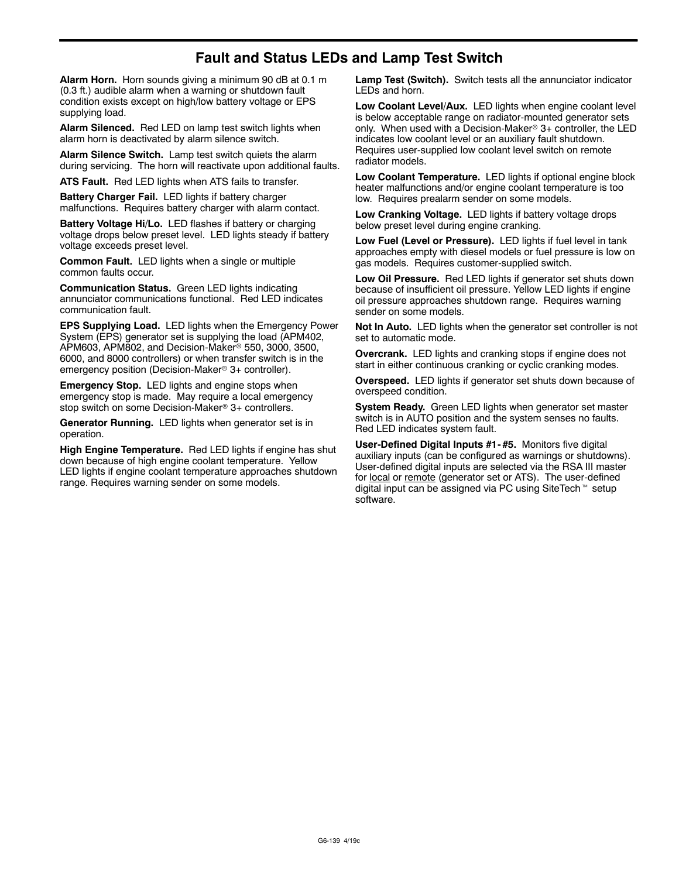## Fault and Status LEDs and Lamp Test Switch

**Alarm Horn.** Horn sounds giving a minimum 90 dB at 0.1 m (0.3 ft.) audible alarm when a warning or shutdown fault condition exists except on high/low battery voltage or EPS supplying load.

**Alarm Silenced.** Red LED on lamp test switch lights when alarm horn is deactivated by alarm silence switch.

**Alarm Silence Switch.** Lamp test switch quiets the alarm during servicing. The horn will reactivate upon additional faults.

**ATS Fault.** Red LED lights when ATS fails to transfer.

**Battery Charger Fail.** LED lights if battery charger malfunctions. Requires battery charger with alarm contact.

**Battery Voltage Hi/Lo.** LED flashes if battery or charging voltage drops below preset level. LED lights steady if battery voltage exceeds preset level.

**Common Fault.** LED lights when a single or multiple common faults occur.

**Communication Status.** Green LED lights indicating annunciator communications functional. Red LED indicates communication fault.

**EPS Supplying Load.** LED lights when the Emergency Power System (EPS) generator set is supplying the load (APM402, APM603, APM802, and Decision-Maker® 550, 3000, 3500, 6000, and 8000 controllers) or when transfer switch is in the emergency position (Decision-Maker® 3+ controller).

**Emergency Stop.** LED lights and engine stops when emergency stop is made. May require a local emergency stop switch on some Decision-Maker® 3+ controllers.

**Generator Running.** LED lights when generator set is in operation.

**High Engine Temperature.** Red LED lights if engine has shut down because of high engine coolant temperature. Yellow LED lights if engine coolant temperature approaches shutdown range. Requires warning sender on some models.

**Lamp Test (Switch).** Switch tests all the annunciator indicator LEDs and horn.

**Low Coolant Level/Aux.** LED lights when engine coolant level is below acceptable range on radiator-mounted generator sets only. When used with a Decision-Maker® 3+ controller, the LED indicates low coolant level or an auxiliary fault shutdown. Requires user-supplied low coolant level switch on remote radiator models.

**Low Coolant Temperature.** LED lights if optional engine block heater malfunctions and/or engine coolant temperature is too low. Requires prealarm sender on some models.

**Low Cranking Voltage.** LED lights if battery voltage drops below preset level during engine cranking.

**Low Fuel (Level or Pressure).** LED lights if fuel level in tank approaches empty with diesel models or fuel pressure is low on gas models. Requires customer-supplied switch.

**Low Oil Pressure.** Red LED lights if generator set shuts down because of insufficient oil pressure. Yellow LED lights if engine oil pressure approaches shutdown range. Requires warning sender on some models.

**Not In Auto.** LED lights when the generator set controller is not set to automatic mode.

**Overcrank.** LED lights and cranking stops if engine does not start in either continuous cranking or cyclic cranking modes.

**Overspeed.** LED lights if generator set shuts down because of overspeed condition.

**System Ready.** Green LED lights when generator set master switch is in AUTO position and the system senses no faults. Red LED indicates system fault.

**User-Defined Digital Inputs #1-#5.** Monitors five digital auxiliary inputs (can be configured as warnings or shutdowns). User-defined digital inputs are selected via the RSA III master for <u>local</u> or <u>remote</u> (generator set or ATS). The user-defined digital input can be assigned via PC using SiteTech™ setup software.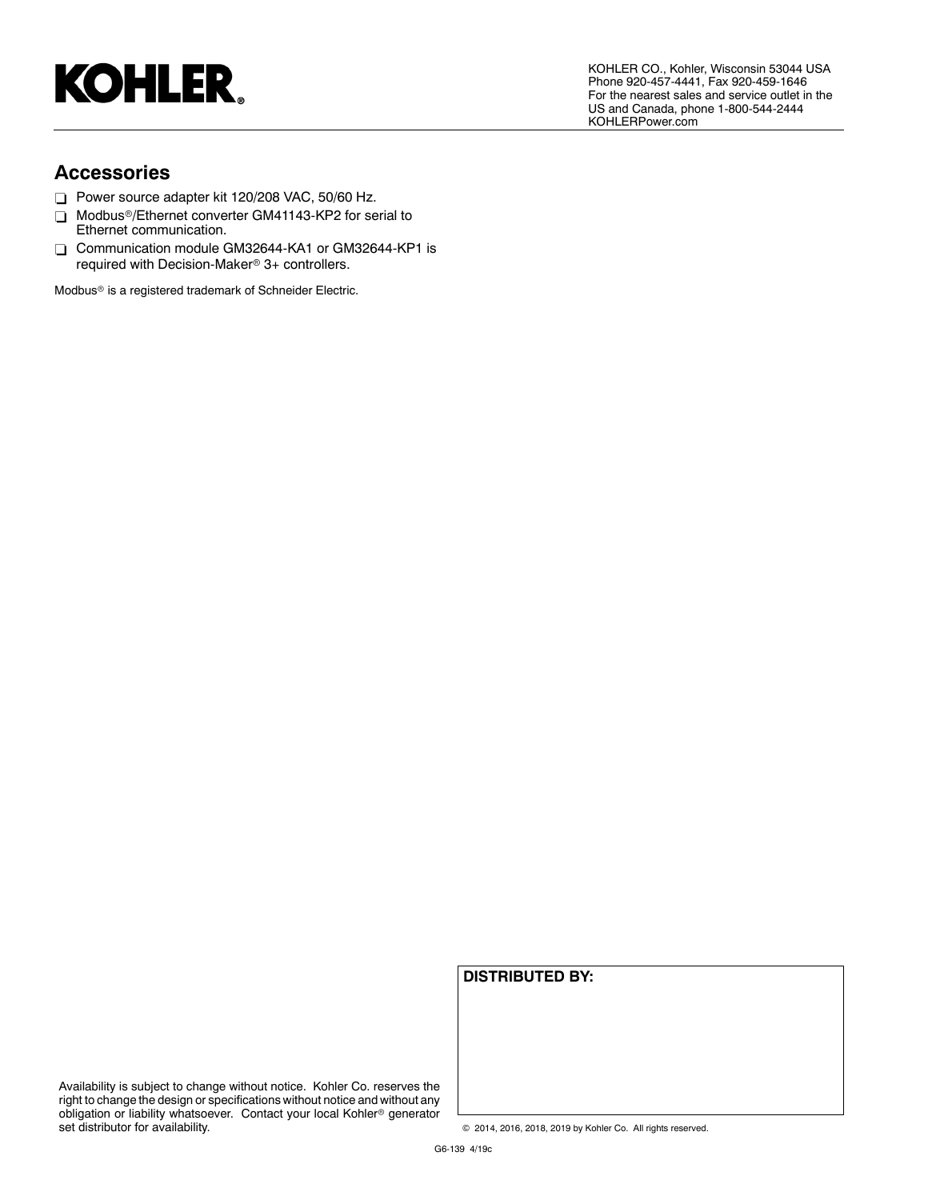KOHLER CO., Kohler, Wisconsin 53044 USA
Phone 920-457-4441, Fax 920-459-1646
For the nearest sales and service outlet in the US and Canada, phone 1-800-544-2444
KOHLERPower.com

## Accessories

- ❑ Power source adapter kit 120/208 VAC, 50/60 Hz.
- ❑ Modbus®/Ethernet converter GM41143-KP2 for serial to Ethernet communication.
- ❑ Communication module GM32644-KA1 or GM32644-KP1 is required with Decision-Maker® 3+ controllers.

Modbus® is a registered trademark of Schneider Electric.

**DISTRIBUTED BY:**

Availability is subject to change without notice. Kohler Co. reserves the right to change the design or specifications without notice and without any obligation or liability whatsoever. Contact your local Kohler® generator set distributor for availability.

© 2014, 2016, 2018, 2019 by Kohler Co. All rights reserved.

G6-139 4/19c